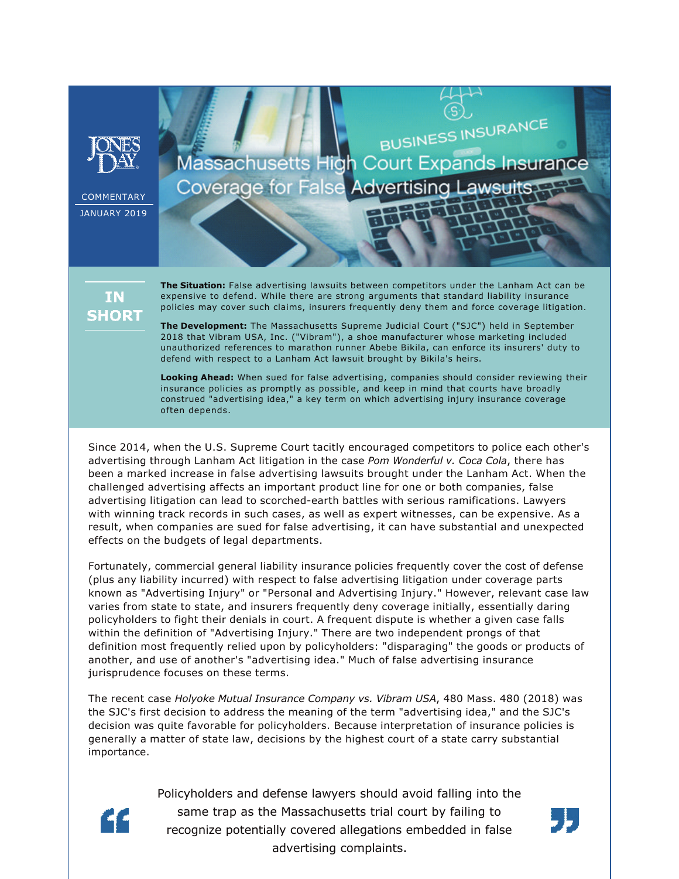JONES DAY

COMMENTARY

JANUARY 2019

BUSINESS INSURANCE

# Massachusetts High Court Expands Insurance Coverage for False Advertising Lawsuits

## IN SHORT

**The Situation:** False advertising lawsuits between competitors under the Lanham Act can be expensive to defend. While there are strong arguments that standard liability insurance policies may cover such claims, insurers frequently deny them and force coverage litigation.

**The Development:** The Massachusetts Supreme Judicial Court ("SJC") held in September 2018 that Vibram USA, Inc. ("Vibram"), a shoe manufacturer whose marketing included unauthorized references to marathon runner Abebe Bikila, can enforce its insurers' duty to defend with respect to a Lanham Act lawsuit brought by Bikila's heirs.

**Looking Ahead:** When sued for false advertising, companies should consider reviewing their insurance policies as promptly as possible, and keep in mind that courts have broadly construed "advertising idea," a key term on which advertising injury insurance coverage often depends.

Since 2014, when the U.S. Supreme Court tacitly encouraged competitors to police each other's advertising through Lanham Act litigation in the case *Pom Wonderful v. Coca Cola*, there has been a marked increase in false advertising lawsuits brought under the Lanham Act. When the challenged advertising affects an important product line for one or both companies, false advertising litigation can lead to scorched-earth battles with serious ramifications. Lawyers with winning track records in such cases, as well as expert witnesses, can be expensive. As a result, when companies are sued for false advertising, it can have substantial and unexpected effects on the budgets of legal departments.

Fortunately, commercial general liability insurance policies frequently cover the cost of defense (plus any liability incurred) with respect to false advertising litigation under coverage parts known as "Advertising Injury" or "Personal and Advertising Injury." However, relevant case law varies from state to state, and insurers frequently deny coverage initially, essentially daring policyholders to fight their denials in court. A frequent dispute is whether a given case falls within the definition of "Advertising Injury." There are two independent prongs of that definition most frequently relied upon by policyholders: "disparaging" the goods or products of another, and use of another's "advertising idea." Much of false advertising insurance jurisprudence focuses on these terms.

The recent case *Holyoke Mutual Insurance Company vs. Vibram USA*, 480 Mass. 480 (2018) was the SJC's first decision to address the meaning of the term "advertising idea," and the SJC's decision was quite favorable for policyholders. Because interpretation of insurance policies is generally a matter of state law, decisions by the highest court of a state carry substantial importance.

> Policyholders and defense lawyers should avoid falling into the same trap as the Massachusetts trial court by failing to recognize potentially covered allegations embedded in false advertising complaints.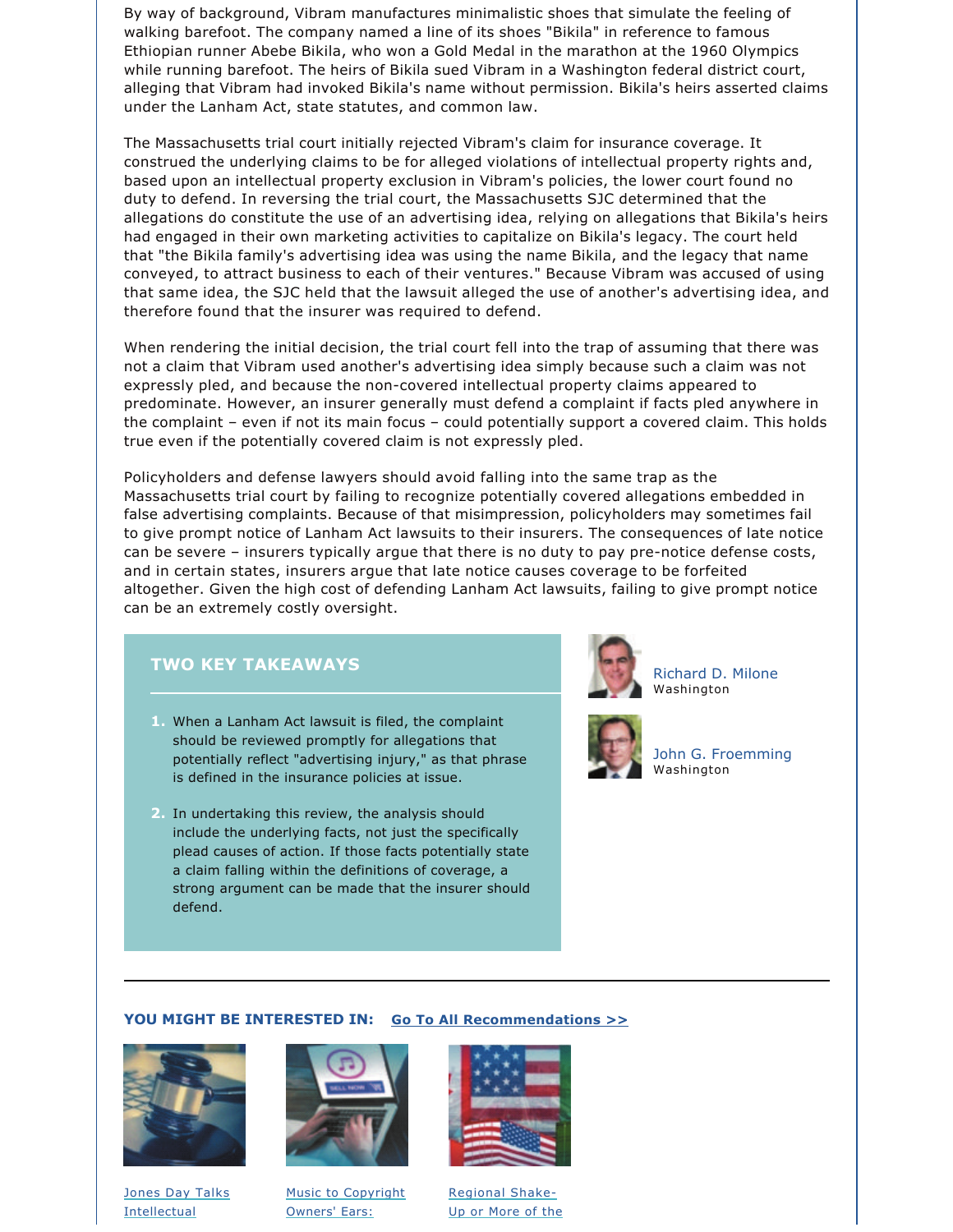By way of background, Vibram manufactures minimalistic shoes that simulate the feeling of walking barefoot. The company named a line of its shoes "Bikila" in reference to famous Ethiopian runner Abebe Bikila, who won a Gold Medal in the marathon at the 1960 Olympics while running barefoot. The heirs of Bikila sued Vibram in a Washington federal district court, alleging that Vibram had invoked Bikila's name without permission. Bikila's heirs asserted claims under the Lanham Act, state statutes, and common law.

The Massachusetts trial court initially rejected Vibram's claim for insurance coverage. It construed the underlying claims to be for alleged violations of intellectual property rights and, based upon an intellectual property exclusion in Vibram's policies, the lower court found no duty to defend. In reversing the trial court, the Massachusetts SJC determined that the allegations do constitute the use of an advertising idea, relying on allegations that Bikila's heirs had engaged in their own marketing activities to capitalize on Bikila's legacy. The court held that "the Bikila family's advertising idea was using the name Bikila, and the legacy that name conveyed, to attract business to each of their ventures." Because Vibram was accused of using that same idea, the SJC held that the lawsuit alleged the use of another's advertising idea, and therefore found that the insurer was required to defend.

When rendering the initial decision, the trial court fell into the trap of assuming that there was not a claim that Vibram used another's advertising idea simply because such a claim was not expressly pled, and because the non-covered intellectual property claims appeared to predominate. However, an insurer generally must defend a complaint if facts pled anywhere in the complaint – even if not its main focus – could potentially support a covered claim. This holds true even if the potentially covered claim is not expressly pled.

Policyholders and defense lawyers should avoid falling into the same trap as the Massachusetts trial court by failing to recognize potentially covered allegations embedded in false advertising complaints. Because of that misimpression, policyholders may sometimes fail to give prompt notice of Lanham Act lawsuits to their insurers. The consequences of late notice can be severe – insurers typically argue that there is no duty to pay pre-notice defense costs, and in certain states, insurers argue that late notice causes coverage to be forfeited altogether. Given the high cost of defending Lanham Act lawsuits, failing to give prompt notice can be an extremely costly oversight.

## TWO KEY TAKEAWAYS

1. When a Lanham Act lawsuit is filed, the complaint should be reviewed promptly for allegations that potentially reflect "advertising injury," as that phrase is defined in the insurance policies at issue.
2. In undertaking this review, the analysis should include the underlying facts, not just the specifically plead causes of action. If those facts potentially state a claim falling within the definitions of coverage, a strong argument can be made that the insurer should defend.

Richard D. Milone
Washington

John G. Froemming
Washington

**YOU MIGHT BE INTERESTED IN:** Go To All Recommendations >>

Jones Day Talks Intellectual

Music to Copyright Owners' Ears:

Regional Shake-Up or More of the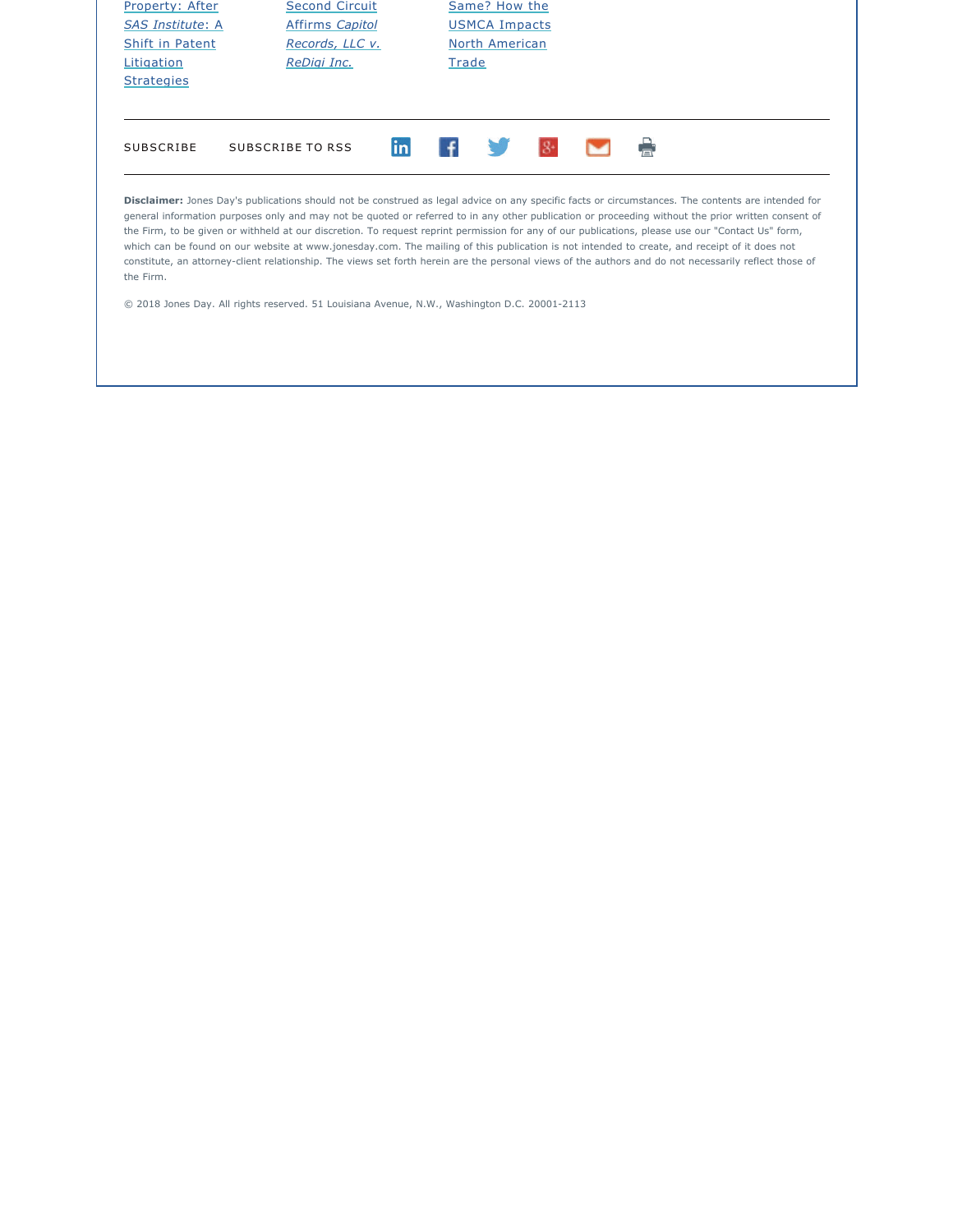Property: After *SAS Institute*: A Shift in Patent Litigation Strategies

Second Circuit Affirms *Capitol Records, LLC v. ReDigi Inc.*

Same? How the USMCA Impacts North American Trade

SUBSCRIBE SUBSCRIBE TO RSS

**Disclaimer:** Jones Day's publications should not be construed as legal advice on any specific facts or circumstances. The contents are intended for general information purposes only and may not be quoted or referred to in any other publication or proceeding without the prior written consent of the Firm, to be given or withheld at our discretion. To request reprint permission for any of our publications, please use our "Contact Us" form, which can be found on our website at www.jonesday.com. The mailing of this publication is not intended to create, and receipt of it does not constitute, an attorney-client relationship. The views set forth herein are the personal views of the authors and do not necessarily reflect those of the Firm.

© 2018 Jones Day. All rights reserved. 51 Louisiana Avenue, N.W., Washington D.C. 20001-2113